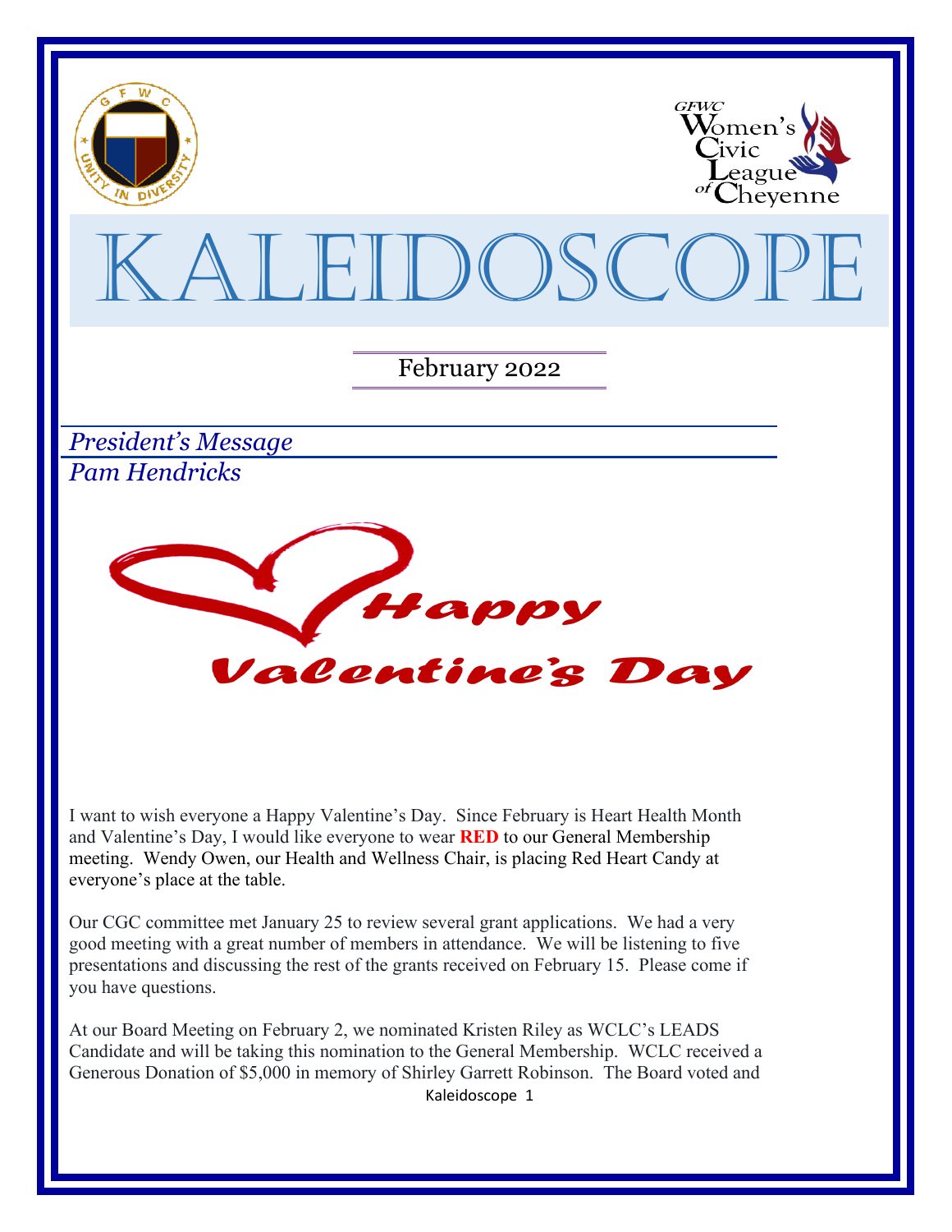# KALEIDOSCOPE

February 2022

## *President's Message*

*Pam Hendricks*

**Happy Valentine's Day**

I want to wish everyone a Happy Valentine's Day. Since February is Heart Health Month and Valentine's Day, I would like everyone to wear **RED** to our General Membership meeting. Wendy Owen, our Health and Wellness Chair, is placing Red Heart Candy at everyone's place at the table.

Our CGC committee met January 25 to review several grant applications. We had a very good meeting with a great number of members in attendance. We will be listening to five presentations and discussing the rest of the grants received on February 15. Please come if you have questions.

At our Board Meeting on February 2, we nominated Kristen Riley as WCLC's LEADS Candidate and will be taking this nomination to the General Membership. WCLC received a Generous Donation of $5,000 in memory of Shirley Garrett Robinson. The Board voted and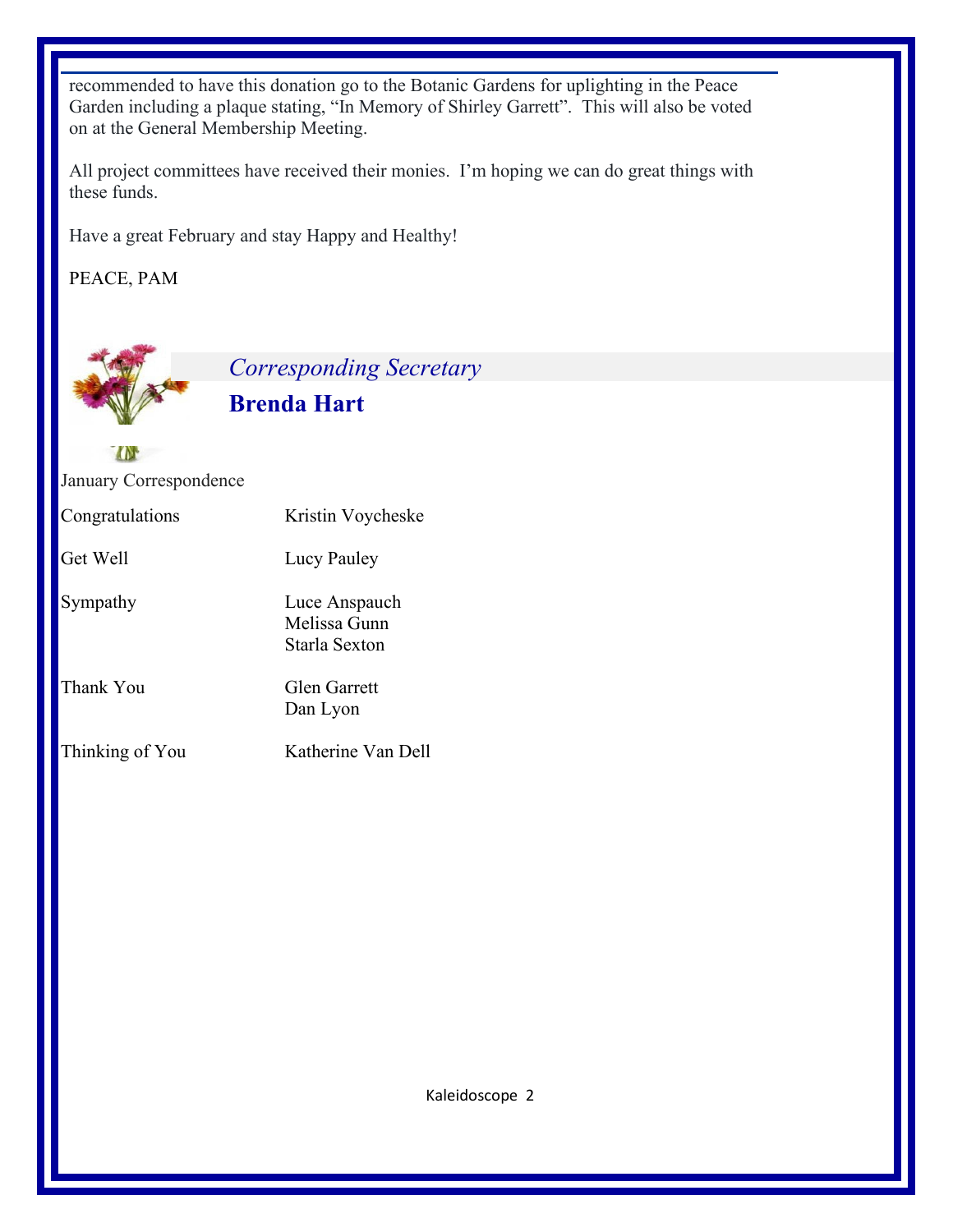recommended to have this donation go to the Botanic Gardens for uplighting in the Peace Garden including a plaque stating, "In Memory of Shirley Garrett". This will also be voted on at the General Membership Meeting.

All project committees have received their monies. I'm hoping we can do great things with these funds.

Have a great February and stay Happy and Healthy!

PEACE, PAM

## *Corresponding Secretary*

## **Brenda Hart**

January Correspondence

| | |
|---|---|
| Congratulations | Kristin Voycheske |
| Get Well | Lucy Pauley |
| Sympathy | Luce Anspauch<br>Melissa Gunn<br>Starla Sexton |
| Thank You | Glen Garrett<br>Dan Lyon |
| Thinking of You | Katherine Van Dell |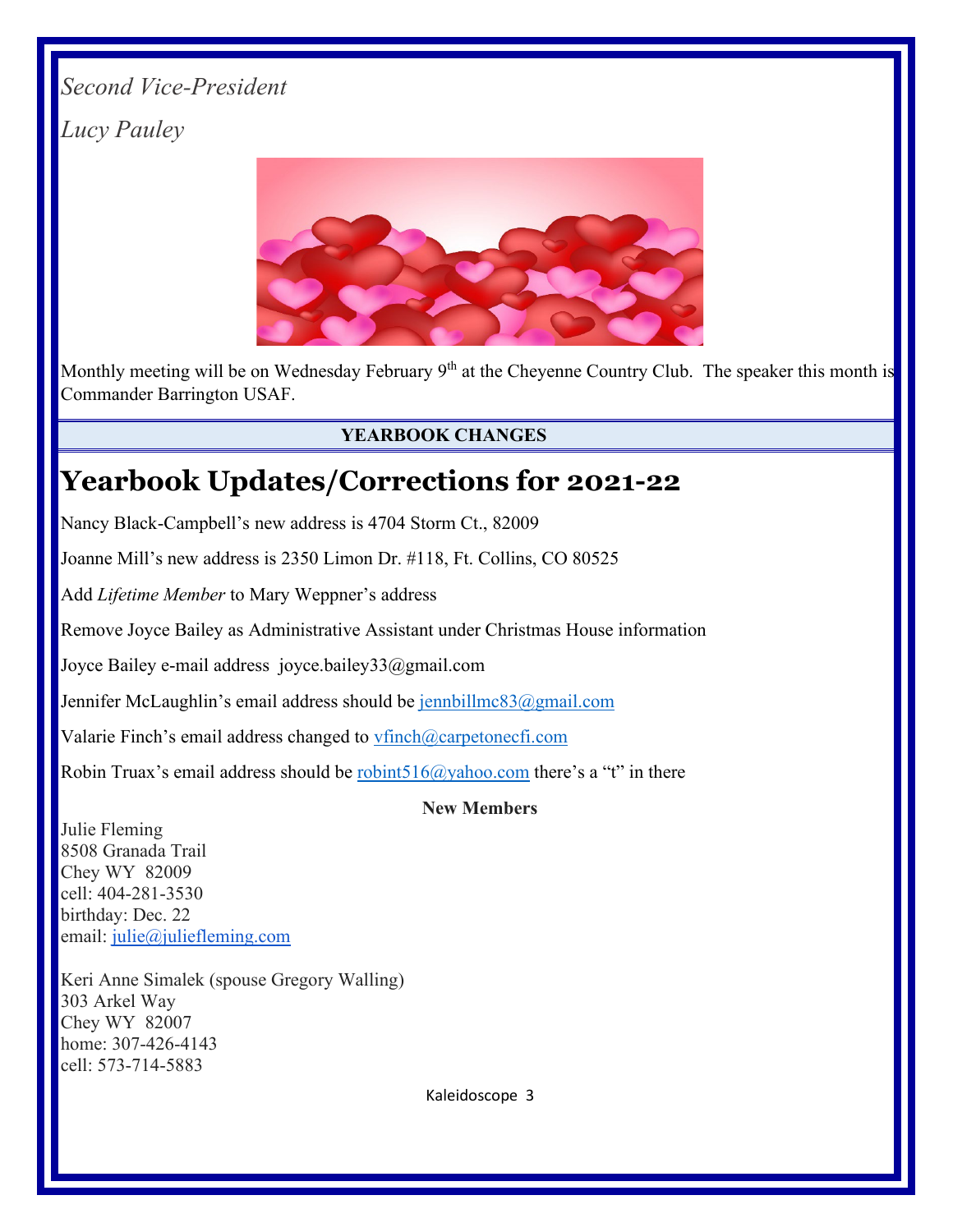*Second Vice-President*

*Lucy Pauley*

Monthly meeting will be on Wednesday February 9th at the Cheyenne Country Club. The speaker this month is Commander Barrington USAF.

**YEARBOOK CHANGES**

# Yearbook Updates/Corrections for 2021-22

Nancy Black-Campbell's new address is 4704 Storm Ct., 82009

Joanne Mill's new address is 2350 Limon Dr. #118, Ft. Collins, CO 80525

Add *Lifetime Member* to Mary Weppner's address

Remove Joyce Bailey as Administrative Assistant under Christmas House information

Joyce Bailey e-mail address joyce.bailey33@gmail.com

Jennifer McLaughlin's email address should be jennbillmc83@gmail.com

Valarie Finch's email address changed to vfinch@carpetonecfi.com

Robin Truax's email address should be robint516@yahoo.com there's a "t" in there

**New Members**

Julie Fleming
8508 Granada Trail
Chey WY 82009
cell: 404-281-3530
birthday: Dec. 22
email: julie@juliefleming.com

Keri Anne Simalek (spouse Gregory Walling)
303 Arkel Way
Chey WY 82007
home: 307-426-4143
cell: 573-714-5883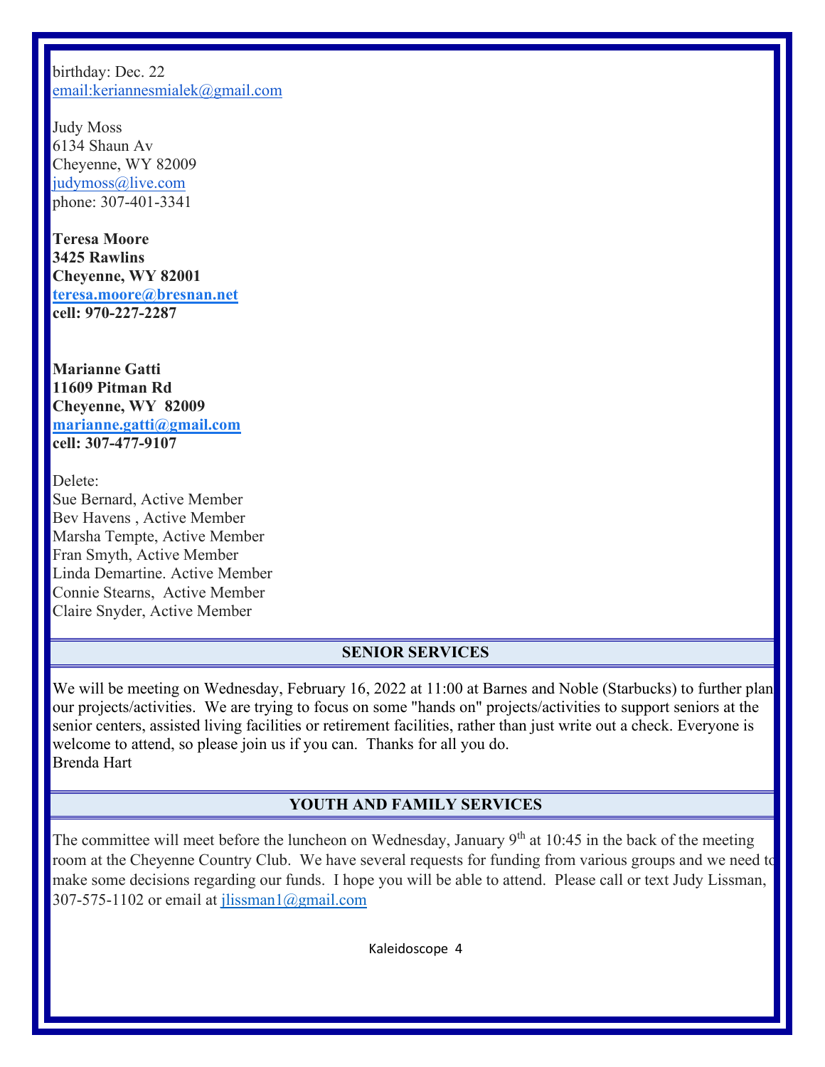birthday: Dec. 22
email:keriannesmialek@gmail.com

Judy Moss
6134 Shaun Av
Cheyenne, WY 82009
judymoss@live.com
phone: 307-401-3341

**Teresa Moore**
**3425 Rawlins**
**Cheyenne, WY 82001**
**teresa.moore@bresnan.net**
**cell: 970-227-2287**

**Marianne Gatti**
**11609 Pitman Rd**
**Cheyenne, WY 82009**
**marianne.gatti@gmail.com**
**cell: 307-477-9107**

Delete:
Sue Bernard, Active Member
Bev Havens , Active Member
Marsha Tempte, Active Member
Fran Smyth, Active Member
Linda Demartine. Active Member
Connie Stearns, Active Member
Claire Snyder, Active Member

## SENIOR SERVICES

We will be meeting on Wednesday, February 16, 2022 at 11:00 at Barnes and Noble (Starbucks) to further plan our projects/activities. We are trying to focus on some "hands on" projects/activities to support seniors at the senior centers, assisted living facilities or retirement facilities, rather than just write out a check. Everyone is welcome to attend, so please join us if you can. Thanks for all you do.
Brenda Hart

## YOUTH AND FAMILY SERVICES

The committee will meet before the luncheon on Wednesday, January 9th at 10:45 in the back of the meeting room at the Cheyenne Country Club. We have several requests for funding from various groups and we need to make some decisions regarding our funds. I hope you will be able to attend. Please call or text Judy Lissman, 307-575-1102 or email at jlissman1@gmail.com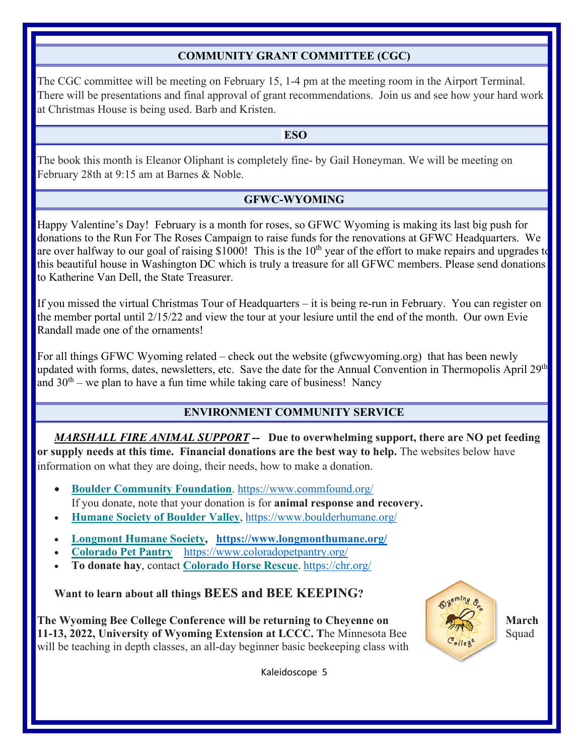## COMMUNITY GRANT COMMITTEE (CGC)

The CGC committee will be meeting on February 15, 1-4 pm at the meeting room in the Airport Terminal. There will be presentations and final approval of grant recommendations. Join us and see how your hard work at Christmas House is being used. Barb and Kristen.

## ESO

The book this month is Eleanor Oliphant is completely fine- by Gail Honeyman. We will be meeting on February 28th at 9:15 am at Barnes & Noble.

## GFWC-WYOMING

Happy Valentine's Day! February is a month for roses, so GFWC Wyoming is making its last big push for donations to the Run For The Roses Campaign to raise funds for the renovations at GFWC Headquarters. We are over halfway to our goal of raising $1000! This is the 10th year of the effort to make repairs and upgrades to this beautiful house in Washington DC which is truly a treasure for all GFWC members. Please send donations to Katherine Van Dell, the State Treasurer.

If you missed the virtual Christmas Tour of Headquarters – it is being re-run in February. You can register on the member portal until 2/15/22 and view the tour at your lesiure until the end of the month. Our own Evie Randall made one of the ornaments!

For all things GFWC Wyoming related – check out the website (gfwcwyoming.org) that has been newly updated with forms, dates, newsletters, etc. Save the date for the Annual Convention in Thermopolis April 29th and 30th – we plan to have a fun time while taking care of business! Nancy

## ENVIRONMENT COMMUNITY SERVICE

***MARSHALL FIRE ANIMAL SUPPORT --*** **Due to overwhelming support, there are NO pet feeding or supply needs at this time. Financial donations are the best way to help.** The websites below have information on what they are doing, their needs, how to make a donation.

- **Boulder Community Foundation**. https://www.commfound.org/
  If you donate, note that your donation is for **animal response and recovery.**
- **Humane Society of Boulder Valley**, https://www.boulderhumane.org/
- **Longmont Humane Society**, **https://www.longmonthumane.org/**
- **Colorado Pet Pantry** https://www.coloradopetpantry.org/
- **To donate hay**, contact **Colorado Horse Rescue**. https://chr.org/

**Want to learn about all things BEES and BEE KEEPING?**

**The Wyoming Bee College Conference will be returning to Cheyenne on March 11-13, 2022, University of Wyoming Extension at LCCC. T**he Minnesota Bee Squad will be teaching in depth classes, an all-day beginner basic beekeeping class with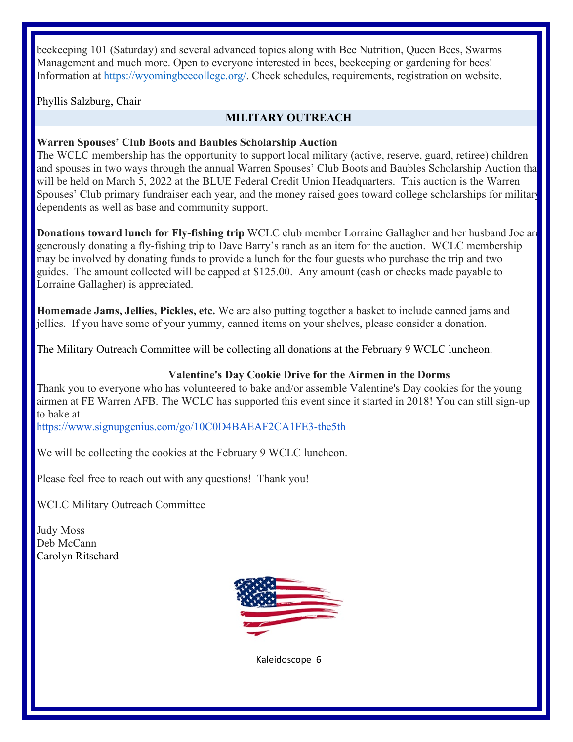beekeeping 101 (Saturday) and several advanced topics along with Bee Nutrition, Queen Bees, Swarms Management and much more. Open to everyone interested in bees, beekeeping or gardening for bees! Information at https://wyomingbeecollege.org/. Check schedules, requirements, registration on website.

Phyllis Salzburg, Chair

## MILITARY OUTREACH

**Warren Spouses' Club Boots and Baubles Scholarship Auction**

The WCLC membership has the opportunity to support local military (active, reserve, guard, retiree) children and spouses in two ways through the annual Warren Spouses' Club Boots and Baubles Scholarship Auction that will be held on March 5, 2022 at the BLUE Federal Credit Union Headquarters. This auction is the Warren Spouses' Club primary fundraiser each year, and the money raised goes toward college scholarships for military dependents as well as base and community support.

**Donations toward lunch for Fly-fishing trip** WCLC club member Lorraine Gallagher and her husband Joe are generously donating a fly-fishing trip to Dave Barry's ranch as an item for the auction. WCLC membership may be involved by donating funds to provide a lunch for the four guests who purchase the trip and two guides. The amount collected will be capped at $125.00. Any amount (cash or checks made payable to Lorraine Gallagher) is appreciated.

**Homemade Jams, Jellies, Pickles, etc.** We are also putting together a basket to include canned jams and jellies. If you have some of your yummy, canned items on your shelves, please consider a donation.

The Military Outreach Committee will be collecting all donations at the February 9 WCLC luncheon.

**Valentine's Day Cookie Drive for the Airmen in the Dorms**

Thank you to everyone who has volunteered to bake and/or assemble Valentine's Day cookies for the young airmen at FE Warren AFB. The WCLC has supported this event since it started in 2018! You can still sign-up to bake at
https://www.signupgenius.com/go/10C0D4BAEAF2CA1FE3-the5th

We will be collecting the cookies at the February 9 WCLC luncheon.

Please feel free to reach out with any questions! Thank you!

WCLC Military Outreach Committee

Judy Moss
Deb McCann
Carolyn Ritschard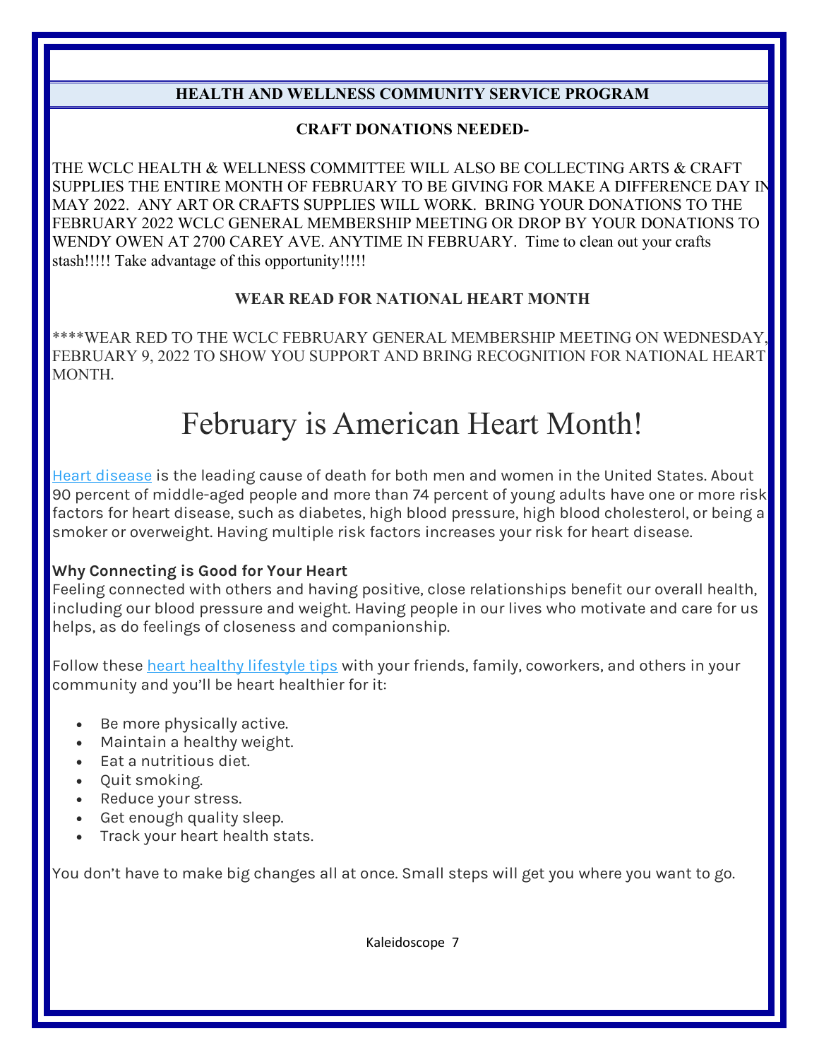## HEALTH AND WELLNESS COMMUNITY SERVICE PROGRAM

### CRAFT DONATIONS NEEDED-

THE WCLC HEALTH & WELLNESS COMMITTEE WILL ALSO BE COLLECTING ARTS & CRAFT SUPPLIES THE ENTIRE MONTH OF FEBRUARY TO BE GIVING FOR MAKE A DIFFERENCE DAY IN MAY 2022. ANY ART OR CRAFTS SUPPLIES WILL WORK. BRING YOUR DONATIONS TO THE FEBRUARY 2022 WCLC GENERAL MEMBERSHIP MEETING OR DROP BY YOUR DONATIONS TO WENDY OWEN AT 2700 CAREY AVE. ANYTIME IN FEBRUARY. Time to clean out your crafts stash!!!!! Take advantage of this opportunity!!!!!

### WEAR READ FOR NATIONAL HEART MONTH

****WEAR RED TO THE WCLC FEBRUARY GENERAL MEMBERSHIP MEETING ON WEDNESDAY, FEBRUARY 9, 2022 TO SHOW YOU SUPPORT AND BRING RECOGNITION FOR NATIONAL HEART MONTH.

# February is American Heart Month!

Heart disease is the leading cause of death for both men and women in the United States. About 90 percent of middle-aged people and more than 74 percent of young adults have one or more risk factors for heart disease, such as diabetes, high blood pressure, high blood cholesterol, or being a smoker or overweight. Having multiple risk factors increases your risk for heart disease.

**Why Connecting is Good for Your Heart**
Feeling connected with others and having positive, close relationships benefit our overall health, including our blood pressure and weight. Having people in our lives who motivate and care for us helps, as do feelings of closeness and companionship.

Follow these heart healthy lifestyle tips with your friends, family, coworkers, and others in your community and you'll be heart healthier for it:

- Be more physically active.
- Maintain a healthy weight.
- Eat a nutritious diet.
- Quit smoking.
- Reduce your stress.
- Get enough quality sleep.
- Track your heart health stats.

You don't have to make big changes all at once. Small steps will get you where you want to go.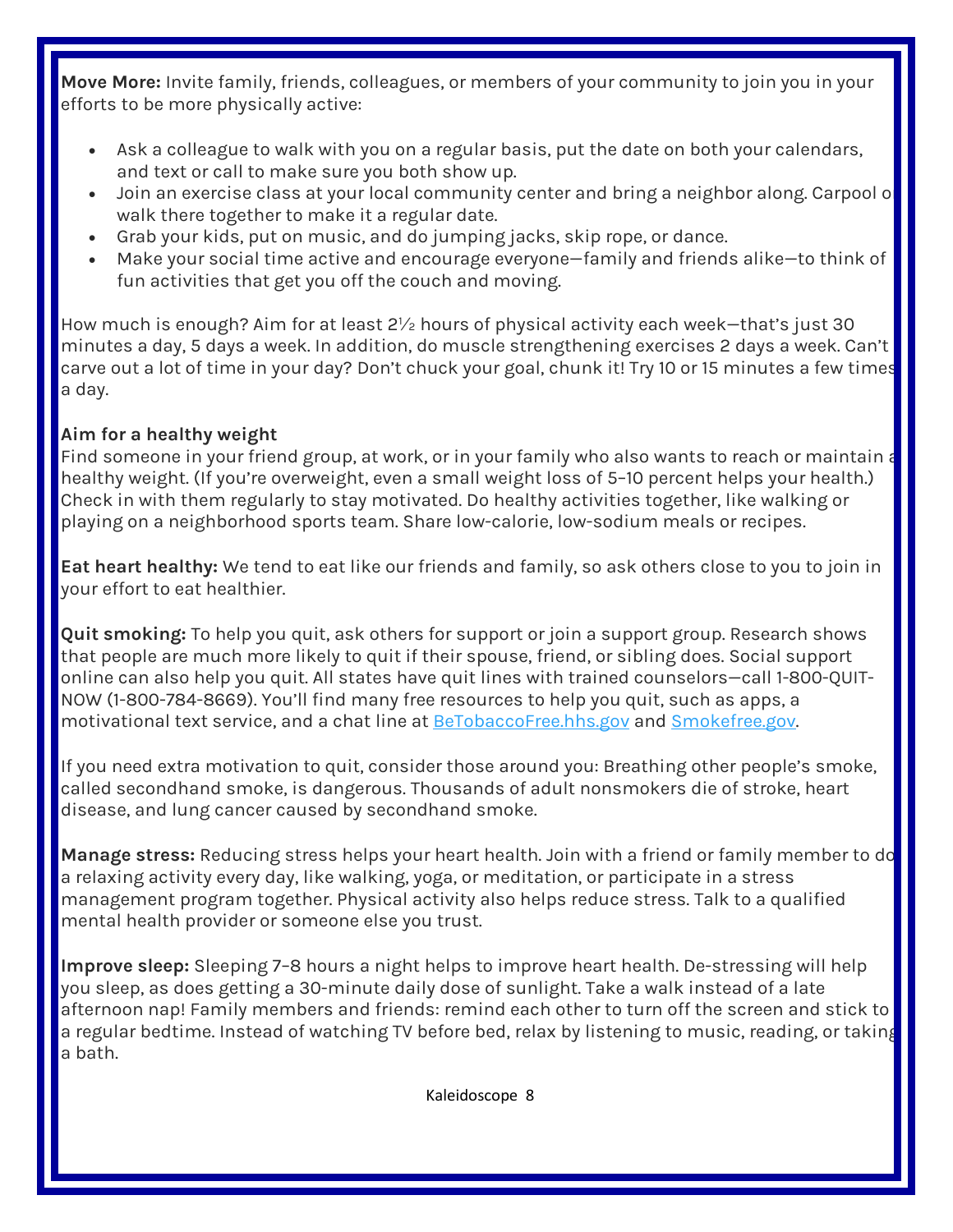**Move More:** Invite family, friends, colleagues, or members of your community to join you in your efforts to be more physically active:

- Ask a colleague to walk with you on a regular basis, put the date on both your calendars, and text or call to make sure you both show up.
- Join an exercise class at your local community center and bring a neighbor along. Carpool or walk there together to make it a regular date.
- Grab your kids, put on music, and do jumping jacks, skip rope, or dance.
- Make your social time active and encourage everyone—family and friends alike—to think of fun activities that get you off the couch and moving.

How much is enough? Aim for at least 2½ hours of physical activity each week—that's just 30 minutes a day, 5 days a week. In addition, do muscle strengthening exercises 2 days a week. Can't carve out a lot of time in your day? Don't chuck your goal, chunk it! Try 10 or 15 minutes a few times a day.

**Aim for a healthy weight**

Find someone in your friend group, at work, or in your family who also wants to reach or maintain a healthy weight. (If you're overweight, even a small weight loss of 5–10 percent helps your health.) Check in with them regularly to stay motivated. Do healthy activities together, like walking or playing on a neighborhood sports team. Share low-calorie, low-sodium meals or recipes.

**Eat heart healthy:** We tend to eat like our friends and family, so ask others close to you to join in your effort to eat healthier.

**Quit smoking:** To help you quit, ask others for support or join a support group. Research shows that people are much more likely to quit if their spouse, friend, or sibling does. Social support online can also help you quit. All states have quit lines with trained counselors—call 1-800-QUIT-NOW (1-800-784-8669). You'll find many free resources to help you quit, such as apps, a motivational text service, and a chat line at BeTobaccoFree.hhs.gov and Smokefree.gov.

If you need extra motivation to quit, consider those around you: Breathing other people's smoke, called secondhand smoke, is dangerous. Thousands of adult nonsmokers die of stroke, heart disease, and lung cancer caused by secondhand smoke.

**Manage stress:** Reducing stress helps your heart health. Join with a friend or family member to do a relaxing activity every day, like walking, yoga, or meditation, or participate in a stress management program together. Physical activity also helps reduce stress. Talk to a qualified mental health provider or someone else you trust.

**Improve sleep:** Sleeping 7–8 hours a night helps to improve heart health. De-stressing will help you sleep, as does getting a 30-minute daily dose of sunlight. Take a walk instead of a late afternoon nap! Family members and friends: remind each other to turn off the screen and stick to a regular bedtime. Instead of watching TV before bed, relax by listening to music, reading, or taking a bath.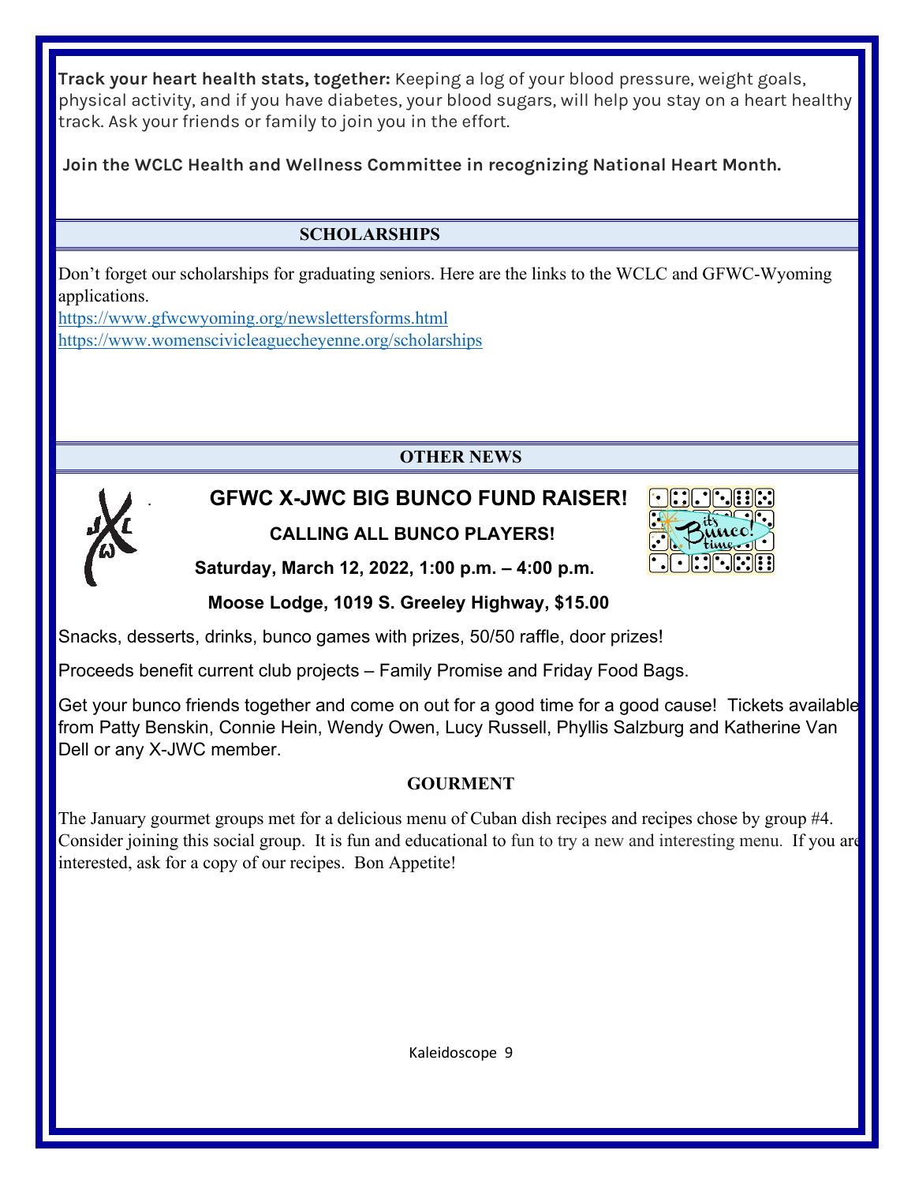**Track your heart health stats, together:** Keeping a log of your blood pressure, weight goals, physical activity, and if you have diabetes, your blood sugars, will help you stay on a heart healthy track. Ask your friends or family to join you in the effort.

**Join the WCLC Health and Wellness Committee in recognizing National Heart Month.**

## SCHOLARSHIPS

Don't forget our scholarships for graduating seniors. Here are the links to the WCLC and GFWC-Wyoming applications.

https://www.gfwcwyoming.org/newslettersforms.html

https://www.womenscivicleaguecheyenne.org/scholarships

## OTHER NEWS

### GFWC X-JWC BIG BUNCO FUND RAISER!

**CALLING ALL BUNCO PLAYERS!**

**Saturday, March 12, 2022, 1:00 p.m. – 4:00 p.m.**

**Moose Lodge, 1019 S. Greeley Highway, $15.00**

Snacks, desserts, drinks, bunco games with prizes, 50/50 raffle, door prizes!

Proceeds benefit current club projects – Family Promise and Friday Food Bags.

Get your bunco friends together and come on out for a good time for a good cause! Tickets available from Patty Benskin, Connie Hein, Wendy Owen, Lucy Russell, Phyllis Salzburg and Katherine Van Dell or any X-JWC member.

### GOURMENT

The January gourmet groups met for a delicious menu of Cuban dish recipes and recipes chose by group #4. Consider joining this social group. It is fun and educational to fun to try a new and interesting menu. If you are interested, ask for a copy of our recipes. Bon Appetite!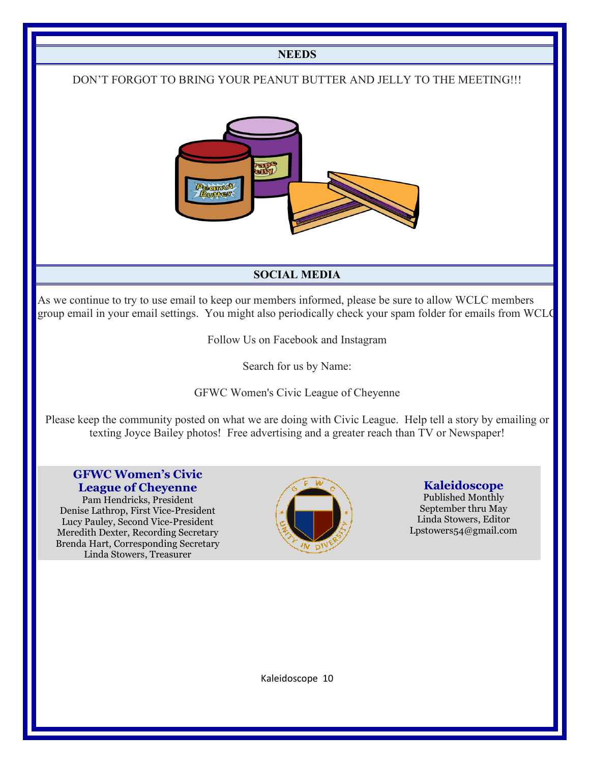## NEEDS

DON'T FORGOT TO BRING YOUR PEANUT BUTTER AND JELLY TO THE MEETING!!!

## SOCIAL MEDIA

As we continue to try to use email to keep our members informed, please be sure to allow WCLC members group email in your email settings. You might also periodically check your spam folder for emails from WCLC

Follow Us on Facebook and Instagram

Search for us by Name:

GFWC Women's Civic League of Cheyenne

Please keep the community posted on what we are doing with Civic League. Help tell a story by emailing or texting Joyce Bailey photos! Free advertising and a greater reach than TV or Newspaper!

**GFWC Women's Civic League of Cheyenne**

Pam Hendricks, President
Denise Lathrop, First Vice-President
Lucy Pauley, Second Vice-President
Meredith Dexter, Recording Secretary
Brenda Hart, Corresponding Secretary
Linda Stowers, Treasurer

GFWC
UNITY IN DIVERSITY

**Kaleidoscope**

Published Monthly
September thru May
Linda Stowers, Editor
Lpstowers54@gmail.com